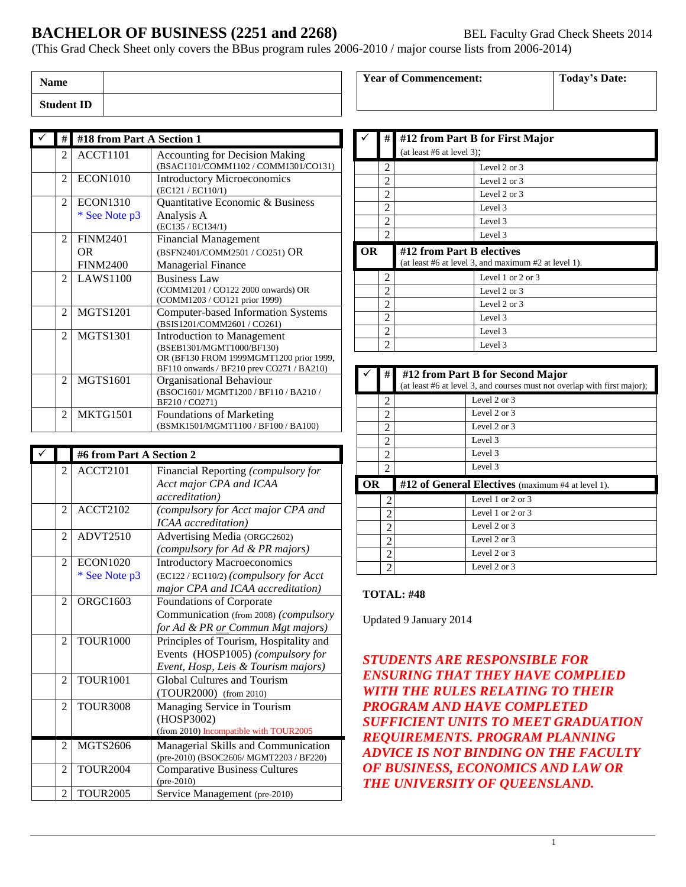# BACHELOR OF BUSINESS (2251 and 2268)

BEL Faculty Grad Check Sheets 2014

(This Grad Check Sheet only covers the BBus program rules 2006-2010 / major course lists from 2006-2014)

| Name | |
|---|---|
| Student ID | |

| Year of Commencement: | Today's Date: |
|---|---|
| | |

| ✓ | # | #18 from Part A Section 1 | |
|---|---|---|---|
| | 2 | ACCT1101 | Accounting for Decision Making (BSAC1101/COMM1102 / COMM1301/CO131) |
| | 2 | ECON1010 | Introductory Microeconomics (EC121 / EC110/1) |
| | 2 | ECON1310 * See Note p3 | Quantitative Economic & Business Analysis A (EC135 / EC134/1) |
| | 2 | FINM2401 OR FINM2400 | Financial Management (BSFN2401/COMM2501 / CO251) OR Managerial Finance |
| | 2 | LAWS1100 | Business Law (COMM1201 / CO122 2000 onwards) OR (COMM1203 / CO121 prior 1999) |
| | 2 | MGTS1201 | Computer-based Information Systems (BSIS1201/COMM2601 / CO261) |
| | 2 | MGTS1301 | Introduction to Management (BSEB1301/MGMT1000/BF130) OR (BF130 FROM 1999MGMT1200 prior 1999, BF110 onwards / BF210 prev CO271 / BA210) |
| | 2 | MGTS1601 | Organisational Behaviour (BSOC1601/ MGMT1200 / BF110 / BA210 / BF210 / CO271) |
| | 2 | MKTG1501 | Foundations of Marketing (BSMK1501/MGMT1100 / BF100 / BA100) |

| ✓ | | #6 from Part A Section 2 | |
|---|---|---|---|
| | 2 | ACCT2101 | Financial Reporting *(compulsory for Acct major CPA and ICAA accreditation)* |
| | 2 | ACCT2102 | *(compulsory for Acct major CPA and ICAA accreditation)* |
| | 2 | ADVT2510 | Advertising Media (ORGC2602) *(compulsory for Ad & PR majors)* |
| | 2 | ECON1020 * See Note p3 | Introductory Macroeconomics (EC122 / EC110/2) *(compulsory for Acct major CPA and ICAA accreditation)* |
| | 2 | ORGC1603 | Foundations of Corporate Communication (from 2008) *(compulsory for Ad & PR or Commun Mgt majors)* |
| | 2 | TOUR1000 | Principles of Tourism, Hospitality and Events (HOSP1005) *(compulsory for Event, Hosp, Leis & Tourism majors)* |
| | 2 | TOUR1001 | Global Cultures and Tourism (TOUR2000) (from 2010) |
| | 2 | TOUR3008 | Managing Service in Tourism (HOSP3002) (from 2010) Incompatible with TOUR2005 |
| | 2 | MGTS2606 | Managerial Skills and Communication (pre-2010) (BSOC2606/ MGMT2203 / BF220) |
| | 2 | TOUR2004 | Comparative Business Cultures (pre-2010) |
| | 2 | TOUR2005 | Service Management (pre-2010) |

| ✓ | # | #12 from Part B for First Major (at least #6 at level 3); | |
|---|---|---|---|
| | 2 | | Level 2 or 3 |
| | 2 | | Level 2 or 3 |
| | 2 | | Level 2 or 3 |
| | 2 | | Level 3 |
| | 2 | | Level 3 |
| | 2 | | Level 3 |
| OR | | #12 from Part B electives (at least #6 at level 3, and maximum #2 at level 1). | |
| | 2 | | Level 1 or 2 or 3 |
| | 2 | | Level 2 or 3 |
| | 2 | | Level 2 or 3 |
| | 2 | | Level 3 |
| | 2 | | Level 3 |
| | 2 | | Level 3 |

| ✓ | # | #12 from Part B for Second Major (at least #6 at level 3, and courses must not overlap with first major); | |
|---|---|---|---|
| | 2 | | Level 2 or 3 |
| | 2 | | Level 2 or 3 |
| | 2 | | Level 2 or 3 |
| | 2 | | Level 3 |
| | 2 | | Level 3 |
| | 2 | | Level 3 |
| OR | | #12 of General Electives (maximum #4 at level 1). | |
| | 2 | | Level 1 or 2 or 3 |
| | 2 | | Level 1 or 2 or 3 |
| | 2 | | Level 2 or 3 |
| | 2 | | Level 2 or 3 |
| | 2 | | Level 2 or 3 |
| | 2 | | Level 2 or 3 |

**TOTAL: #48**

Updated 9 January 2014

***STUDENTS ARE RESPONSIBLE FOR ENSURING THAT THEY HAVE COMPLIED WITH THE RULES RELATING TO THEIR PROGRAM AND HAVE COMPLETED SUFFICIENT UNITS TO MEET GRADUATION REQUIREMENTS. PROGRAM PLANNING ADVICE IS NOT BINDING ON THE FACULTY OF BUSINESS, ECONOMICS AND LAW OR THE UNIVERSITY OF QUEENSLAND.***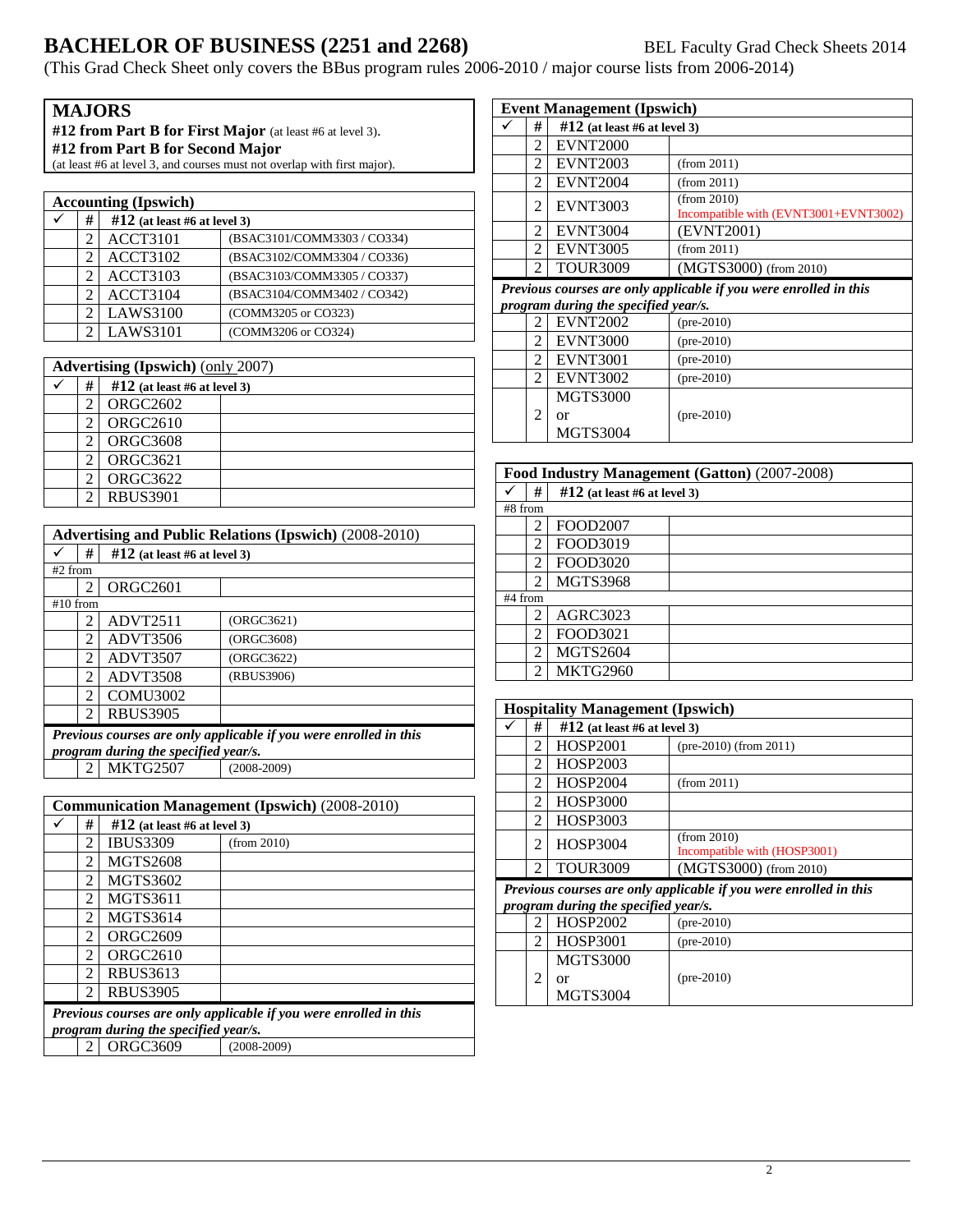# BACHELOR OF BUSINESS (2251 and 2268)

BEL Faculty Grad Check Sheets 2014

(This Grad Check Sheet only covers the BBus program rules 2006-2010 / major course lists from 2006-2014)

## MAJORS

**#12 from Part B for First Major** (at least #6 at level 3).
**#12 from Part B for Second Major**
(at least #6 at level 3, and courses must not overlap with first major).

| **Accounting (Ipswich)** | | | |
|---|---|---|---|
| ✓ | # | **#12 (at least #6 at level 3)** | |
| | 2 | ACCT3101 | (BSAC3101/COMM3303 / CO334) |
| | 2 | ACCT3102 | (BSAC3102/COMM3304 / CO336) |
| | 2 | ACCT3103 | (BSAC3103/COMM3305 / CO337) |
| | 2 | ACCT3104 | (BSAC3104/COMM3402 / CO342) |
| | 2 | LAWS3100 | (COMM3205 or CO323) |
| | 2 | LAWS3101 | (COMM3206 or CO324) |

| **Advertising (Ipswich)** (only 2007) | | | |
|---|---|---|---|
| ✓ | # | **#12 (at least #6 at level 3)** | |
| | 2 | ORGC2602 | |
| | 2 | ORGC2610 | |
| | 2 | ORGC3608 | |
| | 2 | ORGC3621 | |
| | 2 | ORGC3622 | |
| | 2 | RBUS3901 | |

| **Advertising and Public Relations (Ipswich)** (2008-2010) | | | |
|---|---|---|---|
| ✓ | # | **#12 (at least #6 at level 3)** | |
| #2 from | | | |
| | 2 | ORGC2601 | |
| #10 from | | | |
| | 2 | ADVT2511 | (ORGC3621) |
| | 2 | ADVT3506 | (ORGC3608) |
| | 2 | ADVT3507 | (ORGC3622) |
| | 2 | ADVT3508 | (RBUS3906) |
| | 2 | COMU3002 | |
| | 2 | RBUS3905 | |
| ***Previous courses are only applicable if you were enrolled in this program during the specified year/s.*** | | | |
| | 2 | MKTG2507 | (2008-2009) |

| **Communication Management (Ipswich)** (2008-2010) | | | |
|---|---|---|---|
| ✓ | # | **#12 (at least #6 at level 3)** | |
| | 2 | IBUS3309 | (from 2010) |
| | 2 | MGTS2608 | |
| | 2 | MGTS3602 | |
| | 2 | MGTS3611 | |
| | 2 | MGTS3614 | |
| | 2 | ORGC2609 | |
| | 2 | ORGC2610 | |
| | 2 | RBUS3613 | |
| | 2 | RBUS3905 | |
| ***Previous courses are only applicable if you were enrolled in this program during the specified year/s.*** | | | |
| | 2 | ORGC3609 | (2008-2009) |

| **Event Management (Ipswich)** | | | |
|---|---|---|---|
| ✓ | # | **#12 (at least #6 at level 3)** | |
| | 2 | EVNT2000 | |
| | 2 | EVNT2003 | (from 2011) |
| | 2 | EVNT2004 | (from 2011) |
| | 2 | EVNT3003 | (from 2010) Incompatible with (EVNT3001+EVNT3002) |
| | 2 | EVNT3004 | (EVNT2001) |
| | 2 | EVNT3005 | (from 2011) |
| | 2 | TOUR3009 | (MGTS3000) (from 2010) |
| ***Previous courses are only applicable if you were enrolled in this program during the specified year/s.*** | | | |
| | 2 | EVNT2002 | (pre-2010) |
| | 2 | EVNT3000 | (pre-2010) |
| | 2 | EVNT3001 | (pre-2010) |
| | 2 | EVNT3002 | (pre-2010) |
| | 2 | MGTS3000 or MGTS3004 | (pre-2010) |

| **Food Industry Management (Gatton)** (2007-2008) | | | |
|---|---|---|---|
| ✓ | # | **#12 (at least #6 at level 3)** | |
| #8 from | | | |
| | 2 | FOOD2007 | |
| | 2 | FOOD3019 | |
| | 2 | FOOD3020 | |
| | 2 | MGTS3968 | |
| #4 from | | | |
| | 2 | AGRC3023 | |
| | 2 | FOOD3021 | |
| | 2 | MGTS2604 | |
| | 2 | MKTG2960 | |

| **Hospitality Management (Ipswich)** | | | |
|---|---|---|---|
| ✓ | # | **#12 (at least #6 at level 3)** | |
| | 2 | HOSP2001 | (pre-2010) (from 2011) |
| | 2 | HOSP2003 | |
| | 2 | HOSP2004 | (from 2011) |
| | 2 | HOSP3000 | |
| | 2 | HOSP3003 | |
| | 2 | HOSP3004 | (from 2010) Incompatible with (HOSP3001) |
| | 2 | TOUR3009 | (MGTS3000) (from 2010) |
| ***Previous courses are only applicable if you were enrolled in this program during the specified year/s.*** | | | |
| | 2 | HOSP2002 | (pre-2010) |
| | 2 | HOSP3001 | (pre-2010) |
| | 2 | MGTS3000 or MGTS3004 | (pre-2010) |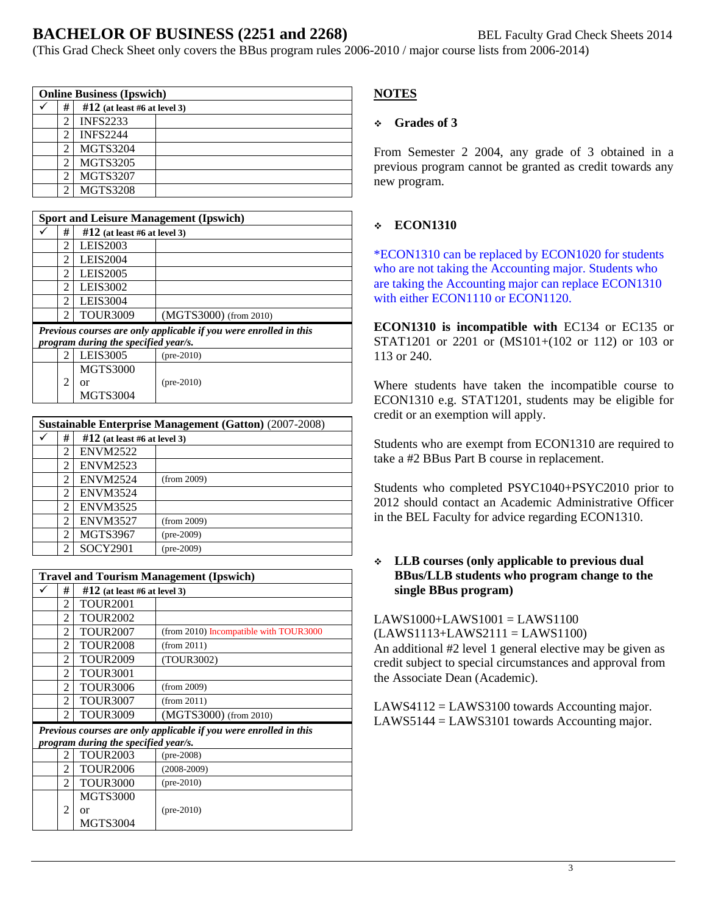# BACHELOR OF BUSINESS (2251 and 2268)

BEL Faculty Grad Check Sheets 2014

(This Grad Check Sheet only covers the BBus program rules 2006-2010 / major course lists from 2006-2014)

| Online Business (Ipswich) | | | |
|---|---|---|---|
| ✓ | # | #12 (at least #6 at level 3) | |
| | 2 | INFS2233 | |
| | 2 | INFS2244 | |
| | 2 | MGTS3204 | |
| | 2 | MGTS3205 | |
| | 2 | MGTS3207 | |
| | 2 | MGTS3208 | |

| Sport and Leisure Management (Ipswich) | | | |
|---|---|---|---|
| ✓ | # | #12 (at least #6 at level 3) | |
| | 2 | LEIS2003 | |
| | 2 | LEIS2004 | |
| | 2 | LEIS2005 | |
| | 2 | LEIS3002 | |
| | 2 | LEIS3004 | |
| | 2 | TOUR3009 | (MGTS3000) (from 2010) |
| *Previous courses are only applicable if you were enrolled in this program during the specified year/s.* | | | |
| | 2 | LEIS3005 | (pre-2010) |
| | 2 | MGTS3000 or MGTS3004 | (pre-2010) |

| Sustainable Enterprise Management (Gatton) (2007-2008) | | | |
|---|---|---|---|
| ✓ | # | #12 (at least #6 at level 3) | |
| | 2 | ENVM2522 | |
| | 2 | ENVM2523 | |
| | 2 | ENVM2524 | (from 2009) |
| | 2 | ENVM3524 | |
| | 2 | ENVM3525 | |
| | 2 | ENVM3527 | (from 2009) |
| | 2 | MGTS3967 | (pre-2009) |
| | 2 | SOCY2901 | (pre-2009) |

| Travel and Tourism Management (Ipswich) | | | |
|---|---|---|---|
| ✓ | # | #12 (at least #6 at level 3) | |
| | 2 | TOUR2001 | |
| | 2 | TOUR2002 | |
| | 2 | TOUR2007 | (from 2010) Incompatible with TOUR3000 |
| | 2 | TOUR2008 | (from 2011) |
| | 2 | TOUR2009 | (TOUR3002) |
| | 2 | TOUR3001 | |
| | 2 | TOUR3006 | (from 2009) |
| | 2 | TOUR3007 | (from 2011) |
| | 2 | TOUR3009 | (MGTS3000) (from 2010) |
| *Previous courses are only applicable if you were enrolled in this program during the specified year/s.* | | | |
| | 2 | TOUR2003 | (pre-2008) |
| | 2 | TOUR2006 | (2008-2009) |
| | 2 | TOUR3000 | (pre-2010) |
| | 2 | MGTS3000 or MGTS3004 | (pre-2010) |

## NOTES

- **Grades of 3**

From Semester 2 2004, any grade of 3 obtained in a previous program cannot be granted as credit towards any new program.

- **ECON1310**

*ECON1310 can be replaced by ECON1020 for students who are not taking the Accounting major. Students who are taking the Accounting major can replace ECON1310 with either ECON1110 or ECON1120.

**ECON1310 is incompatible with** EC134 or EC135 or STAT1201 or 2201 or (MS101+(102 or 112) or 103 or 113 or 240.

Where students have taken the incompatible course to ECON1310 e.g. STAT1201, students may be eligible for credit or an exemption will apply.

Students who are exempt from ECON1310 are required to take a #2 BBus Part B course in replacement.

Students who completed PSYC1040+PSYC2010 prior to 2012 should contact an Academic Administrative Officer in the BEL Faculty for advice regarding ECON1310.

- **LLB courses (only applicable to previous dual BBus/LLB students who program change to the single BBus program)**

LAWS1000+LAWS1001 = LAWS1100
(LAWS1113+LAWS2111 = LAWS1100)
An additional #2 level 1 general elective may be given as credit subject to special circumstances and approval from the Associate Dean (Academic).

LAWS4112 = LAWS3100 towards Accounting major.
LAWS5144 = LAWS3101 towards Accounting major.